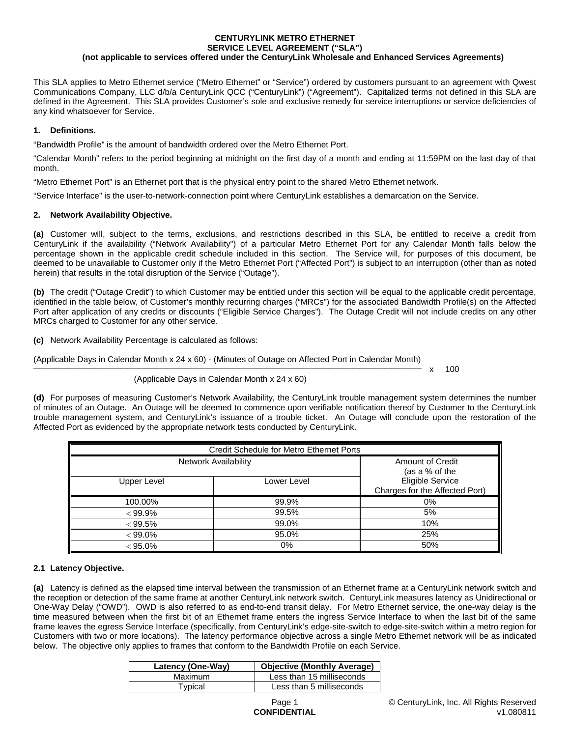# CENTURYLINK METRO ETHERNET
# SERVICE LEVEL AGREEMENT ("SLA")
### (not applicable to services offered under the CenturyLink Wholesale and Enhanced Services Agreements)

This SLA applies to Metro Ethernet service ("Metro Ethernet" or "Service") ordered by customers pursuant to an agreement with Qwest Communications Company, LLC d/b/a CenturyLink QCC ("CenturyLink") ("Agreement"). Capitalized terms not defined in this SLA are defined in the Agreement. This SLA provides Customer's sole and exclusive remedy for service interruptions or service deficiencies of any kind whatsoever for Service.

## 1. Definitions.

"Bandwidth Profile" is the amount of bandwidth ordered over the Metro Ethernet Port.

"Calendar Month" refers to the period beginning at midnight on the first day of a month and ending at 11:59PM on the last day of that month.

"Metro Ethernet Port" is an Ethernet port that is the physical entry point to the shared Metro Ethernet network.

"Service Interface" is the user-to-network-connection point where CenturyLink establishes a demarcation on the Service.

## 2. Network Availability Objective.

**(a)** Customer will, subject to the terms, exclusions, and restrictions described in this SLA, be entitled to receive a credit from CenturyLink if the availability ("Network Availability") of a particular Metro Ethernet Port for any Calendar Month falls below the percentage shown in the applicable credit schedule included in this section. The Service will, for purposes of this document, be deemed to be unavailable to Customer only if the Metro Ethernet Port ("Affected Port") is subject to an interruption (other than as noted herein) that results in the total disruption of the Service ("Outage").

**(b)** The credit ("Outage Credit") to which Customer may be entitled under this section will be equal to the applicable credit percentage, identified in the table below, of Customer's monthly recurring charges ("MRCs") for the associated Bandwidth Profile(s) on the Affected Port after application of any credits or discounts ("Eligible Service Charges"). The Outage Credit will not include credits on any other MRCs charged to Customer for any other service.

**(c)** Network Availability Percentage is calculated as follows:

$$\frac{(\text{Applicable Days in Calendar Month} \times 24 \times 60) - (\text{Minutes of Outage on Affected Port in Calendar Month})}{(\text{Applicable Days in Calendar Month} \times 24 \times 60)} \times 100$$

**(d)** For purposes of measuring Customer's Network Availability, the CenturyLink trouble management system determines the number of minutes of an Outage. An Outage will be deemed to commence upon verifiable notification thereof by Customer to the CenturyLink trouble management system, and CenturyLink's issuance of a trouble ticket. An Outage will conclude upon the restoration of the Affected Port as evidenced by the appropriate network tests conducted by CenturyLink.

| Credit Schedule for Metro Ethernet Ports | | |
|---|---|---|
| Network Availability | | Amount of Credit (as a % of the Eligible Service Charges for the Affected Port) |
| Upper Level | Lower Level | |
| 100.00% | 99.9% | 0% |
| < 99.9% | 99.5% | 5% |
| < 99.5% | 99.0% | 10% |
| < 99.0% | 95.0% | 25% |
| < 95.0% | 0% | 50% |

### 2.1 Latency Objective.

**(a)** Latency is defined as the elapsed time interval between the transmission of an Ethernet frame at a CenturyLink network switch and the reception or detection of the same frame at another CenturyLink network switch. CenturyLink measures latency as Unidirectional or One-Way Delay ("OWD"). OWD is also referred to as end-to-end transit delay. For Metro Ethernet service, the one-way delay is the time measured between when the first bit of an Ethernet frame enters the ingress Service Interface to when the last bit of the same frame leaves the egress Service Interface (specifically, from CenturyLink's edge-site-switch to edge-site-switch within a metro region for Customers with two or more locations). The latency performance objective across a single Metro Ethernet network will be as indicated below. The objective only applies to frames that conform to the Bandwidth Profile on each Service.

| Latency (One-Way) | Objective (Monthly Average) |
|---|---|
| Maximum | Less than 15 milliseconds |
| Typical | Less than 5 milliseconds |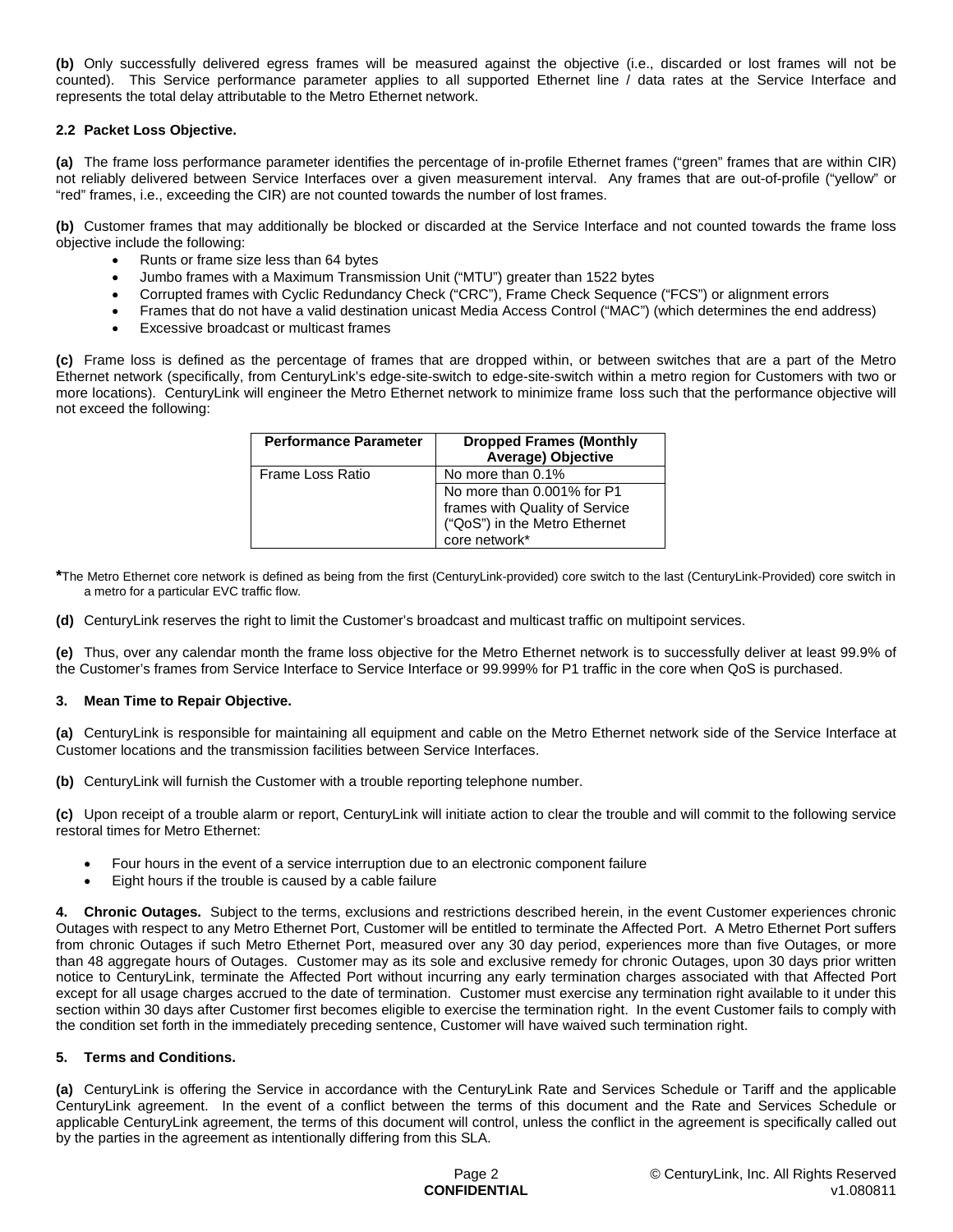**(b)** Only successfully delivered egress frames will be measured against the objective (i.e., discarded or lost frames will not be counted). This Service performance parameter applies to all supported Ethernet line / data rates at the Service Interface and represents the total delay attributable to the Metro Ethernet network.

**2.2 Packet Loss Objective.**

**(a)** The frame loss performance parameter identifies the percentage of in-profile Ethernet frames ("green" frames that are within CIR) not reliably delivered between Service Interfaces over a given measurement interval. Any frames that are out-of-profile ("yellow" or "red" frames, i.e., exceeding the CIR) are not counted towards the number of lost frames.

**(b)** Customer frames that may additionally be blocked or discarded at the Service Interface and not counted towards the frame loss objective include the following:

- Runts or frame size less than 64 bytes
- Jumbo frames with a Maximum Transmission Unit ("MTU") greater than 1522 bytes
- Corrupted frames with Cyclic Redundancy Check ("CRC"), Frame Check Sequence ("FCS") or alignment errors
- Frames that do not have a valid destination unicast Media Access Control ("MAC") (which determines the end address)
- Excessive broadcast or multicast frames

**(c)** Frame loss is defined as the percentage of frames that are dropped within, or between switches that are a part of the Metro Ethernet network (specifically, from CenturyLink's edge-site-switch to edge-site-switch within a metro region for Customers with two or more locations). CenturyLink will engineer the Metro Ethernet network to minimize frame loss such that the performance objective will not exceed the following:

| Performance Parameter | Dropped Frames (Monthly Average) Objective |
|---|---|
| Frame Loss Ratio | No more than 0.1% |
| | No more than 0.001% for P1 frames with Quality of Service ("QoS") in the Metro Ethernet core network* |

*The Metro Ethernet core network is defined as being from the first (CenturyLink-provided) core switch to the last (CenturyLink-Provided) core switch in a metro for a particular EVC traffic flow.

**(d)** CenturyLink reserves the right to limit the Customer's broadcast and multicast traffic on multipoint services.

**(e)** Thus, over any calendar month the frame loss objective for the Metro Ethernet network is to successfully deliver at least 99.9% of the Customer's frames from Service Interface to Service Interface or 99.999% for P1 traffic in the core when QoS is purchased.

**3. Mean Time to Repair Objective.**

**(a)** CenturyLink is responsible for maintaining all equipment and cable on the Metro Ethernet network side of the Service Interface at Customer locations and the transmission facilities between Service Interfaces.

**(b)** CenturyLink will furnish the Customer with a trouble reporting telephone number.

**(c)** Upon receipt of a trouble alarm or report, CenturyLink will initiate action to clear the trouble and will commit to the following service restoral times for Metro Ethernet:

- Four hours in the event of a service interruption due to an electronic component failure
- Eight hours if the trouble is caused by a cable failure

**4. Chronic Outages.** Subject to the terms, exclusions and restrictions described herein, in the event Customer experiences chronic Outages with respect to any Metro Ethernet Port, Customer will be entitled to terminate the Affected Port. A Metro Ethernet Port suffers from chronic Outages if such Metro Ethernet Port, measured over any 30 day period, experiences more than five Outages, or more than 48 aggregate hours of Outages. Customer may as its sole and exclusive remedy for chronic Outages, upon 30 days prior written notice to CenturyLink, terminate the Affected Port without incurring any early termination charges associated with that Affected Port except for all usage charges accrued to the date of termination. Customer must exercise any termination right available to it under this section within 30 days after Customer first becomes eligible to exercise the termination right. In the event Customer fails to comply with the condition set forth in the immediately preceding sentence, Customer will have waived such termination right.

**5. Terms and Conditions.**

**(a)** CenturyLink is offering the Service in accordance with the CenturyLink Rate and Services Schedule or Tariff and the applicable CenturyLink agreement. In the event of a conflict between the terms of this document and the Rate and Services Schedule or applicable CenturyLink agreement, the terms of this document will control, unless the conflict in the agreement is specifically called out by the parties in the agreement as intentionally differing from this SLA.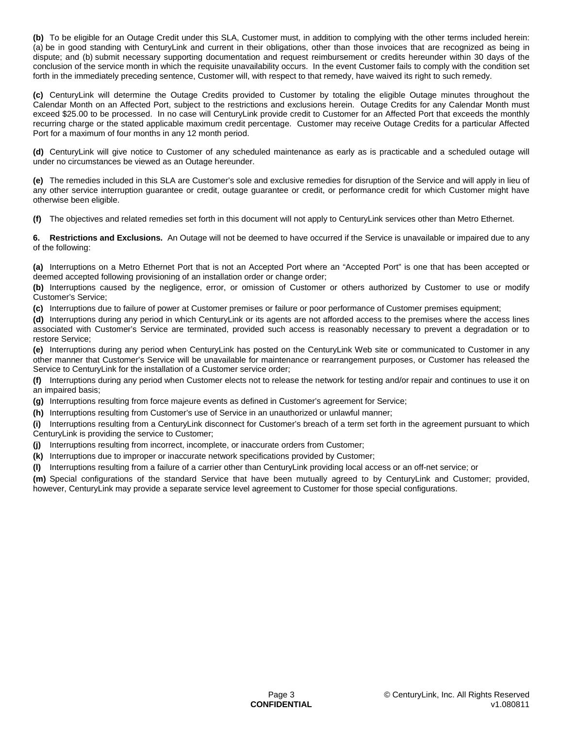**(b)** To be eligible for an Outage Credit under this SLA, Customer must, in addition to complying with the other terms included herein: (a) be in good standing with CenturyLink and current in their obligations, other than those invoices that are recognized as being in dispute; and (b) submit necessary supporting documentation and request reimbursement or credits hereunder within 30 days of the conclusion of the service month in which the requisite unavailability occurs. In the event Customer fails to comply with the condition set forth in the immediately preceding sentence, Customer will, with respect to that remedy, have waived its right to such remedy.

**(c)** CenturyLink will determine the Outage Credits provided to Customer by totaling the eligible Outage minutes throughout the Calendar Month on an Affected Port, subject to the restrictions and exclusions herein. Outage Credits for any Calendar Month must exceed $25.00 to be processed. In no case will CenturyLink provide credit to Customer for an Affected Port that exceeds the monthly recurring charge or the stated applicable maximum credit percentage. Customer may receive Outage Credits for a particular Affected Port for a maximum of four months in any 12 month period.

**(d)** CenturyLink will give notice to Customer of any scheduled maintenance as early as is practicable and a scheduled outage will under no circumstances be viewed as an Outage hereunder.

**(e)** The remedies included in this SLA are Customer's sole and exclusive remedies for disruption of the Service and will apply in lieu of any other service interruption guarantee or credit, outage guarantee or credit, or performance credit for which Customer might have otherwise been eligible.

**(f)** The objectives and related remedies set forth in this document will not apply to CenturyLink services other than Metro Ethernet.

**6. Restrictions and Exclusions.** An Outage will not be deemed to have occurred if the Service is unavailable or impaired due to any of the following:

**(a)** Interruptions on a Metro Ethernet Port that is not an Accepted Port where an "Accepted Port" is one that has been accepted or deemed accepted following provisioning of an installation order or change order;

**(b)** Interruptions caused by the negligence, error, or omission of Customer or others authorized by Customer to use or modify Customer's Service;

**(c)** Interruptions due to failure of power at Customer premises or failure or poor performance of Customer premises equipment;

**(d)** Interruptions during any period in which CenturyLink or its agents are not afforded access to the premises where the access lines associated with Customer's Service are terminated, provided such access is reasonably necessary to prevent a degradation or to restore Service;

**(e)** Interruptions during any period when CenturyLink has posted on the CenturyLink Web site or communicated to Customer in any other manner that Customer's Service will be unavailable for maintenance or rearrangement purposes, or Customer has released the Service to CenturyLink for the installation of a Customer service order;

**(f)** Interruptions during any period when Customer elects not to release the network for testing and/or repair and continues to use it on an impaired basis;

**(g)** Interruptions resulting from force majeure events as defined in Customer's agreement for Service;

**(h)** Interruptions resulting from Customer's use of Service in an unauthorized or unlawful manner;

**(i)** Interruptions resulting from a CenturyLink disconnect for Customer's breach of a term set forth in the agreement pursuant to which CenturyLink is providing the service to Customer;

**(j)** Interruptions resulting from incorrect, incomplete, or inaccurate orders from Customer;

**(k)** Interruptions due to improper or inaccurate network specifications provided by Customer;

**(l)** Interruptions resulting from a failure of a carrier other than CenturyLink providing local access or an off-net service; or

**(m)** Special configurations of the standard Service that have been mutually agreed to by CenturyLink and Customer; provided, however, CenturyLink may provide a separate service level agreement to Customer for those special configurations.